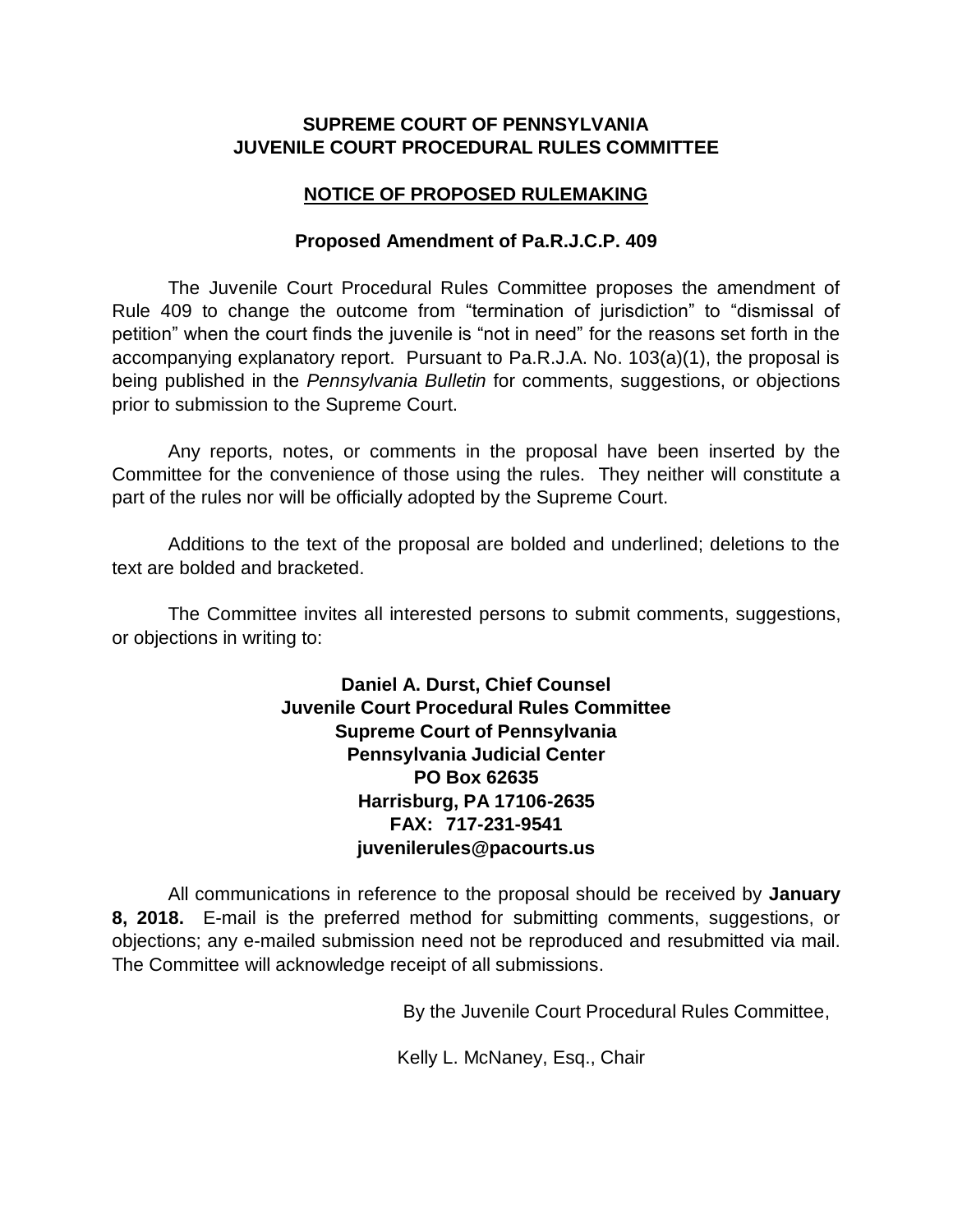**SUPREME COURT OF PENNSYLVANIA**
**JUVENILE COURT PROCEDURAL RULES COMMITTEE**

**NOTICE OF PROPOSED RULEMAKING**

**Proposed Amendment of Pa.R.J.C.P. 409**

The Juvenile Court Procedural Rules Committee proposes the amendment of Rule 409 to change the outcome from "termination of jurisdiction" to "dismissal of petition" when the court finds the juvenile is "not in need" for the reasons set forth in the accompanying explanatory report. Pursuant to Pa.R.J.A. No. 103(a)(1), the proposal is being published in the *Pennsylvania Bulletin* for comments, suggestions, or objections prior to submission to the Supreme Court.

Any reports, notes, or comments in the proposal have been inserted by the Committee for the convenience of those using the rules. They neither will constitute a part of the rules nor will be officially adopted by the Supreme Court.

Additions to the text of the proposal are bolded and underlined; deletions to the text are bolded and bracketed.

The Committee invites all interested persons to submit comments, suggestions, or objections in writing to:

**Daniel A. Durst, Chief Counsel**
**Juvenile Court Procedural Rules Committee**
**Supreme Court of Pennsylvania**
**Pennsylvania Judicial Center**
**PO Box 62635**
**Harrisburg, PA 17106-2635**
**FAX: 717-231-9541**
**juvenilerules@pacourts.us**

All communications in reference to the proposal should be received by **January 8, 2018.** E-mail is the preferred method for submitting comments, suggestions, or objections; any e-mailed submission need not be reproduced and resubmitted via mail. The Committee will acknowledge receipt of all submissions.

By the Juvenile Court Procedural Rules Committee,

Kelly L. McNaney, Esq., Chair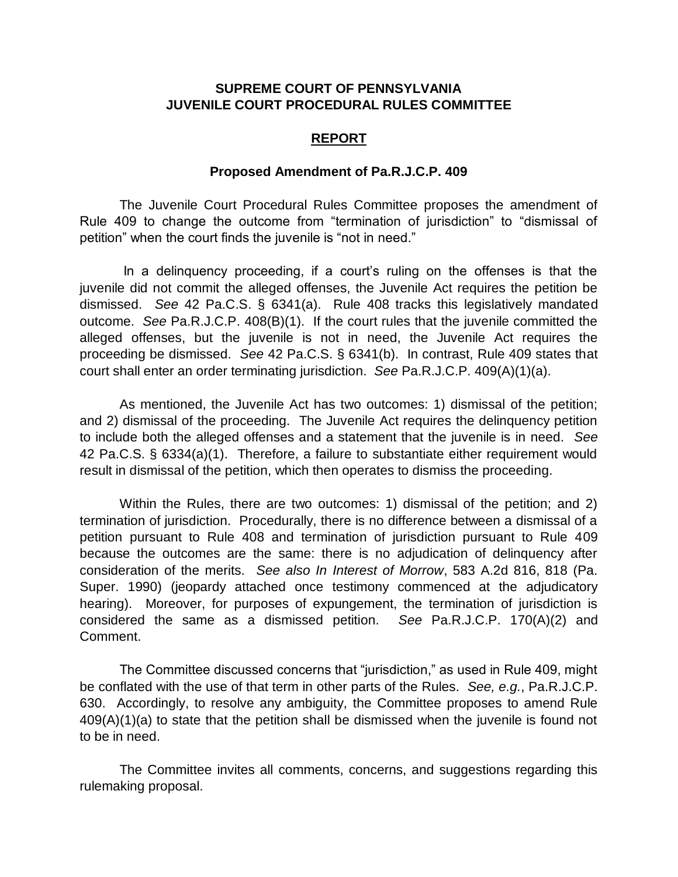**SUPREME COURT OF PENNSYLVANIA**
**JUVENILE COURT PROCEDURAL RULES COMMITTEE**

## REPORT

### Proposed Amendment of Pa.R.J.C.P. 409

The Juvenile Court Procedural Rules Committee proposes the amendment of Rule 409 to change the outcome from "termination of jurisdiction" to "dismissal of petition" when the court finds the juvenile is "not in need."

In a delinquency proceeding, if a court's ruling on the offenses is that the juvenile did not commit the alleged offenses, the Juvenile Act requires the petition be dismissed. *See* 42 Pa.C.S. § 6341(a). Rule 408 tracks this legislatively mandated outcome. *See* Pa.R.J.C.P. 408(B)(1). If the court rules that the juvenile committed the alleged offenses, but the juvenile is not in need, the Juvenile Act requires the proceeding be dismissed. *See* 42 Pa.C.S. § 6341(b). In contrast, Rule 409 states that court shall enter an order terminating jurisdiction. *See* Pa.R.J.C.P. 409(A)(1)(a).

As mentioned, the Juvenile Act has two outcomes: 1) dismissal of the petition; and 2) dismissal of the proceeding. The Juvenile Act requires the delinquency petition to include both the alleged offenses and a statement that the juvenile is in need. *See* 42 Pa.C.S. § 6334(a)(1). Therefore, a failure to substantiate either requirement would result in dismissal of the petition, which then operates to dismiss the proceeding.

Within the Rules, there are two outcomes: 1) dismissal of the petition; and 2) termination of jurisdiction. Procedurally, there is no difference between a dismissal of a petition pursuant to Rule 408 and termination of jurisdiction pursuant to Rule 409 because the outcomes are the same: there is no adjudication of delinquency after consideration of the merits. *See also In Interest of Morrow*, 583 A.2d 816, 818 (Pa. Super. 1990) (jeopardy attached once testimony commenced at the adjudicatory hearing). Moreover, for purposes of expungement, the termination of jurisdiction is considered the same as a dismissed petition. *See* Pa.R.J.C.P. 170(A)(2) and Comment.

The Committee discussed concerns that "jurisdiction," as used in Rule 409, might be conflated with the use of that term in other parts of the Rules. *See, e.g.*, Pa.R.J.C.P. 630. Accordingly, to resolve any ambiguity, the Committee proposes to amend Rule 409(A)(1)(a) to state that the petition shall be dismissed when the juvenile is found not to be in need.

The Committee invites all comments, concerns, and suggestions regarding this rulemaking proposal.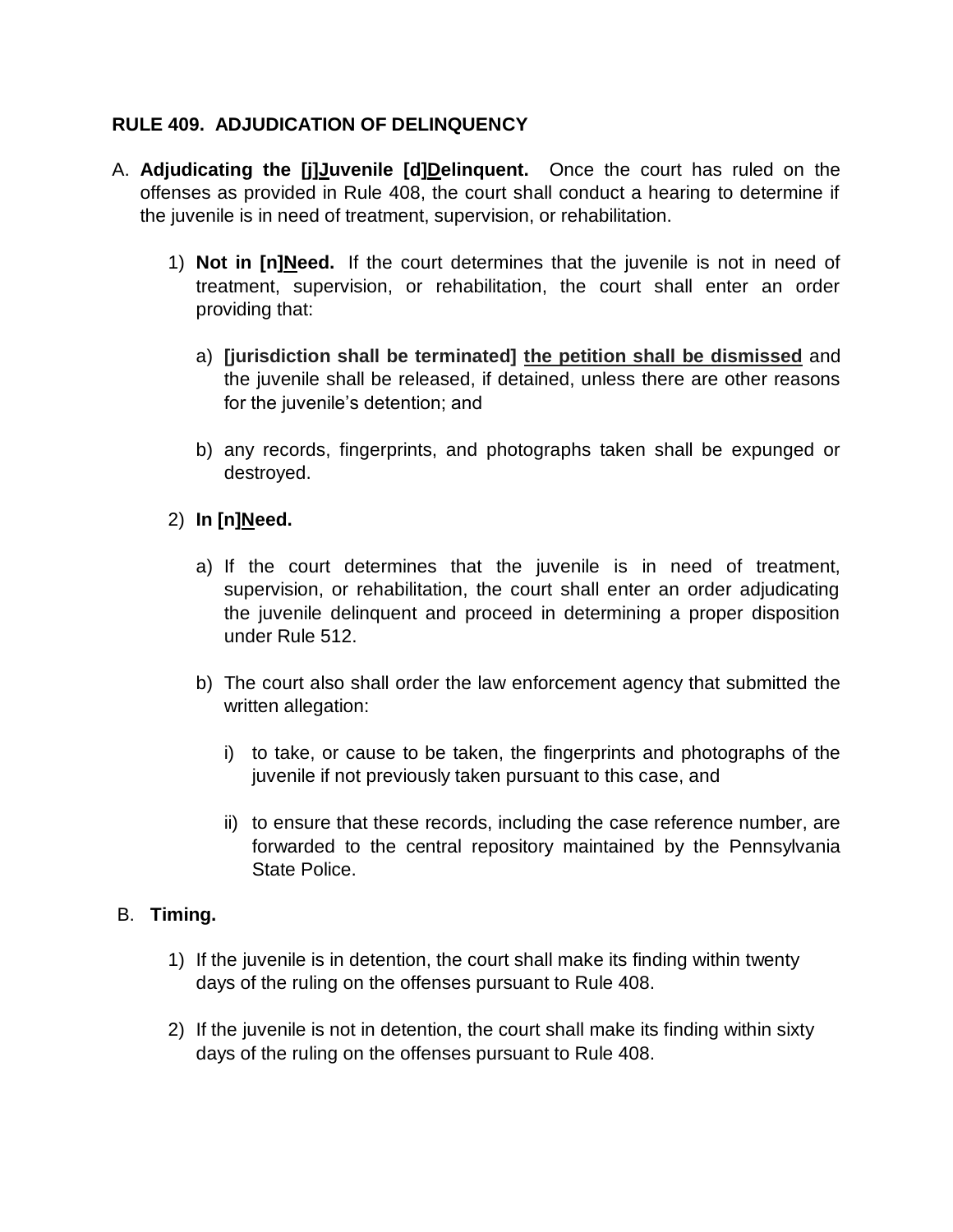**RULE 409. ADJUDICATION OF DELINQUENCY**

A. **Adjudicating the [j]<u>J</u>uvenile [d]<u>D</u>elinquent.** Once the court has ruled on the offenses as provided in Rule 408, the court shall conduct a hearing to determine if the juvenile is in need of treatment, supervision, or rehabilitation.

   1) **Not in [n]<u>N</u>eed.** If the court determines that the juvenile is not in need of treatment, supervision, or rehabilitation, the court shall enter an order providing that:

      a) **[jurisdiction shall be terminated]** **<u>the petition shall be dismissed</u>** and the juvenile shall be released, if detained, unless there are other reasons for the juvenile's detention; and

      b) any records, fingerprints, and photographs taken shall be expunged or destroyed.

   2) **In [n]<u>N</u>eed.**

      a) If the court determines that the juvenile is in need of treatment, supervision, or rehabilitation, the court shall enter an order adjudicating the juvenile delinquent and proceed in determining a proper disposition under Rule 512.

      b) The court also shall order the law enforcement agency that submitted the written allegation:

         i) to take, or cause to be taken, the fingerprints and photographs of the juvenile if not previously taken pursuant to this case, and

         ii) to ensure that these records, including the case reference number, are forwarded to the central repository maintained by the Pennsylvania State Police.

B. **Timing.**

   1) If the juvenile is in detention, the court shall make its finding within twenty days of the ruling on the offenses pursuant to Rule 408.

   2) If the juvenile is not in detention, the court shall make its finding within sixty days of the ruling on the offenses pursuant to Rule 408.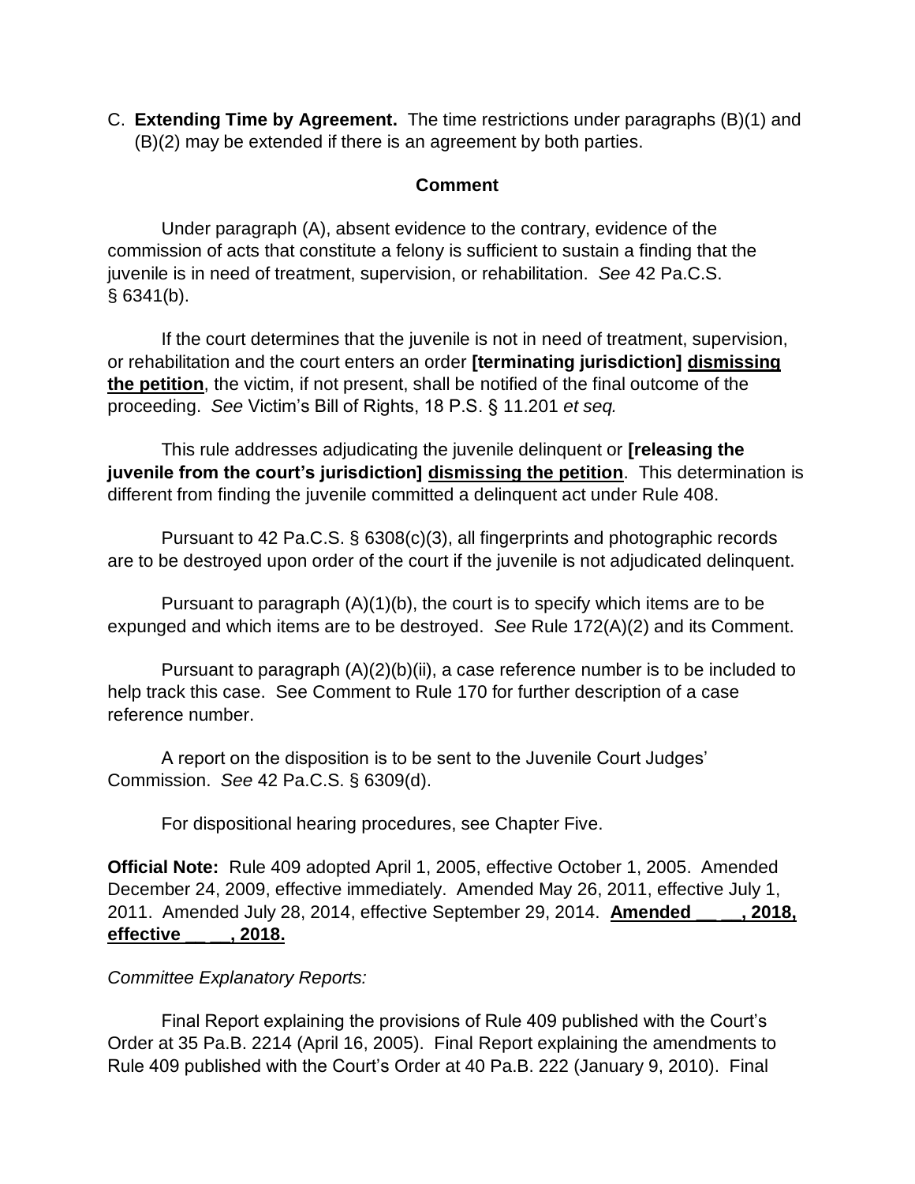C. **Extending Time by Agreement.** The time restrictions under paragraphs (B)(1) and (B)(2) may be extended if there is an agreement by both parties.

**Comment**

Under paragraph (A), absent evidence to the contrary, evidence of the commission of acts that constitute a felony is sufficient to sustain a finding that the juvenile is in need of treatment, supervision, or rehabilitation. *See* 42 Pa.C.S. § 6341(b).

If the court determines that the juvenile is not in need of treatment, supervision, or rehabilitation and the court enters an order **[terminating jurisdiction]** **<u>dismissing the petition</u>**, the victim, if not present, shall be notified of the final outcome of the proceeding. *See* Victim's Bill of Rights, 18 P.S. § 11.201 *et seq.*

This rule addresses adjudicating the juvenile delinquent or **[releasing the juvenile from the court's jurisdiction]** **<u>dismissing the petition</u>**. This determination is different from finding the juvenile committed a delinquent act under Rule 408.

Pursuant to 42 Pa.C.S. § 6308(c)(3), all fingerprints and photographic records are to be destroyed upon order of the court if the juvenile is not adjudicated delinquent.

Pursuant to paragraph (A)(1)(b), the court is to specify which items are to be expunged and which items are to be destroyed. *See* Rule 172(A)(2) and its Comment.

Pursuant to paragraph (A)(2)(b)(ii), a case reference number is to be included to help track this case. See Comment to Rule 170 for further description of a case reference number.

A report on the disposition is to be sent to the Juvenile Court Judges' Commission. *See* 42 Pa.C.S. § 6309(d).

For dispositional hearing procedures, see Chapter Five.

**Official Note:** Rule 409 adopted April 1, 2005, effective October 1, 2005. Amended December 24, 2009, effective immediately. Amended May 26, 2011, effective July 1, 2011. Amended July 28, 2014, effective September 29, 2014. **<u>Amended __ __, 2018, effective __ __, 2018.</u>**

*Committee Explanatory Reports:*

Final Report explaining the provisions of Rule 409 published with the Court's Order at 35 Pa.B. 2214 (April 16, 2005). Final Report explaining the amendments to Rule 409 published with the Court's Order at 40 Pa.B. 222 (January 9, 2010). Final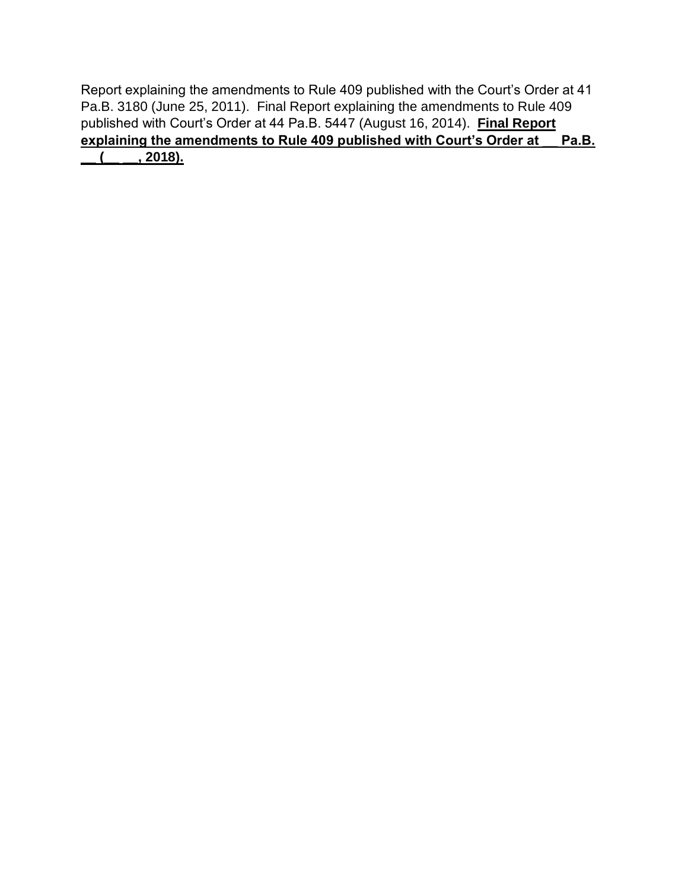Report explaining the amendments to Rule 409 published with the Court's Order at 41 Pa.B. 3180 (June 25, 2011). Final Report explaining the amendments to Rule 409 published with Court's Order at 44 Pa.B. 5447 (August 16, 2014). **Final Report explaining the amendments to Rule 409 published with Court's Order at __ Pa.B. __ (__ __, 2018).**